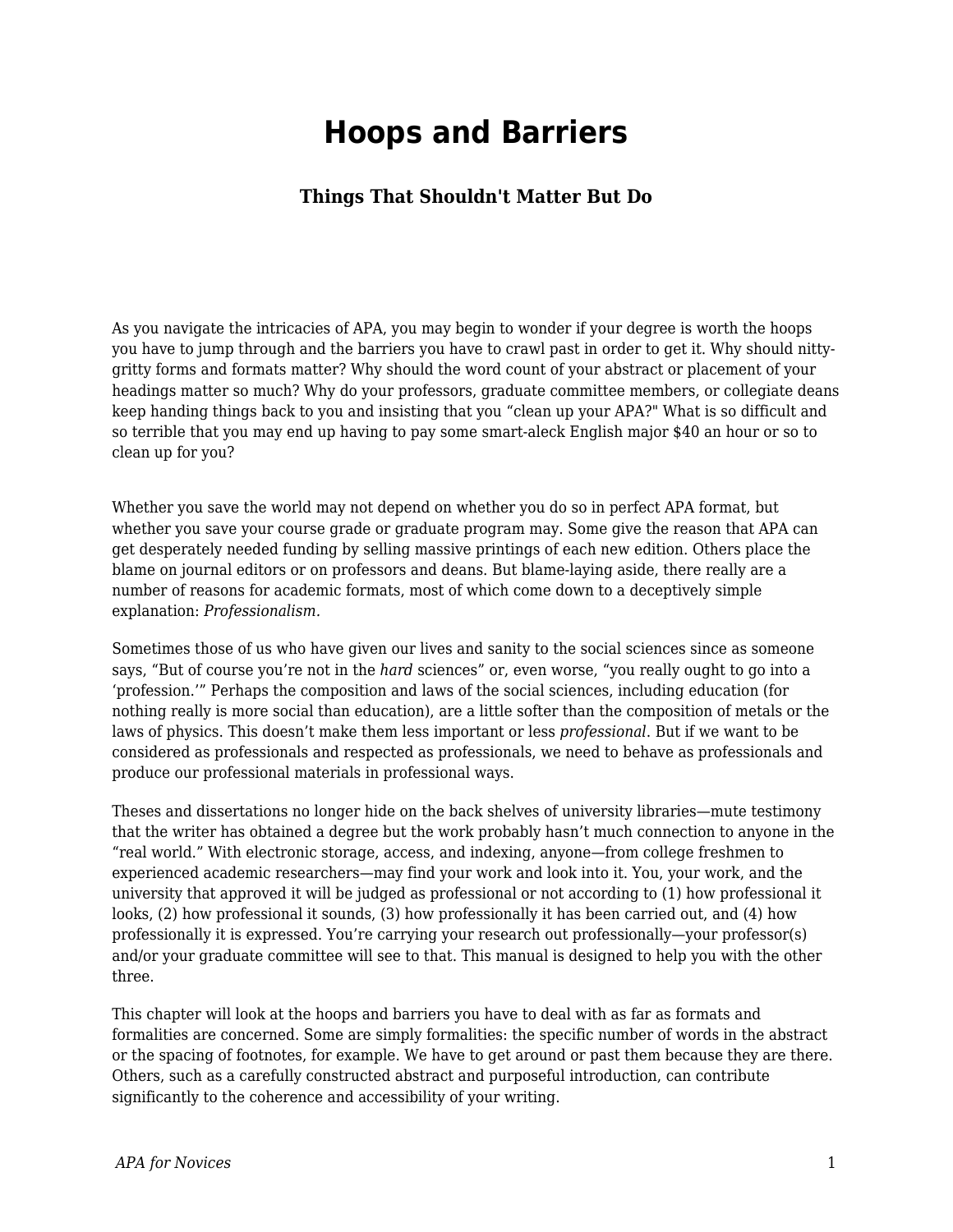# Hoops and Barriers

### Things That Shouldn't Matter But Do

As you navigate the intricacies of APA, you may begin to wonder if your degree is worth the hoops you have to jump through and the barriers you have to crawl past in order to get it. Why should nitty-gritty forms and formats matter? Why should the word count of your abstract or placement of your headings matter so much? Why do your professors, graduate committee members, or collegiate deans keep handing things back to you and insisting that you "clean up your APA?" What is so difficult and so terrible that you may end up having to pay some smart-aleck English major $40 an hour or so to clean up for you?

Whether you save the world may not depend on whether you do so in perfect APA format, but whether you save your course grade or graduate program may. Some give the reason that APA can get desperately needed funding by selling massive printings of each new edition. Others place the blame on journal editors or on professors and deans. But blame-laying aside, there really are a number of reasons for academic formats, most of which come down to a deceptively simple explanation: *Professionalism.*

Sometimes those of us who have given our lives and sanity to the social sciences since as someone says, "But of course you're not in the *hard* sciences" or, even worse, "you really ought to go into a 'profession.'" Perhaps the composition and laws of the social sciences, including education (for nothing really is more social than education), are a little softer than the composition of metals or the laws of physics. This doesn't make them less important or less *professional*. But if we want to be considered as professionals and respected as professionals, we need to behave as professionals and produce our professional materials in professional ways.

Theses and dissertations no longer hide on the back shelves of university libraries—mute testimony that the writer has obtained a degree but the work probably hasn't much connection to anyone in the "real world." With electronic storage, access, and indexing, anyone—from college freshmen to experienced academic researchers—may find your work and look into it. You, your work, and the university that approved it will be judged as professional or not according to (1) how professional it looks, (2) how professional it sounds, (3) how professionally it has been carried out, and (4) how professionally it is expressed. You're carrying your research out professionally—your professor(s) and/or your graduate committee will see to that. This manual is designed to help you with the other three.

This chapter will look at the hoops and barriers you have to deal with as far as formats and formalities are concerned. Some are simply formalities: the specific number of words in the abstract or the spacing of footnotes, for example. We have to get around or past them because they are there. Others, such as a carefully constructed abstract and purposeful introduction, can contribute significantly to the coherence and accessibility of your writing.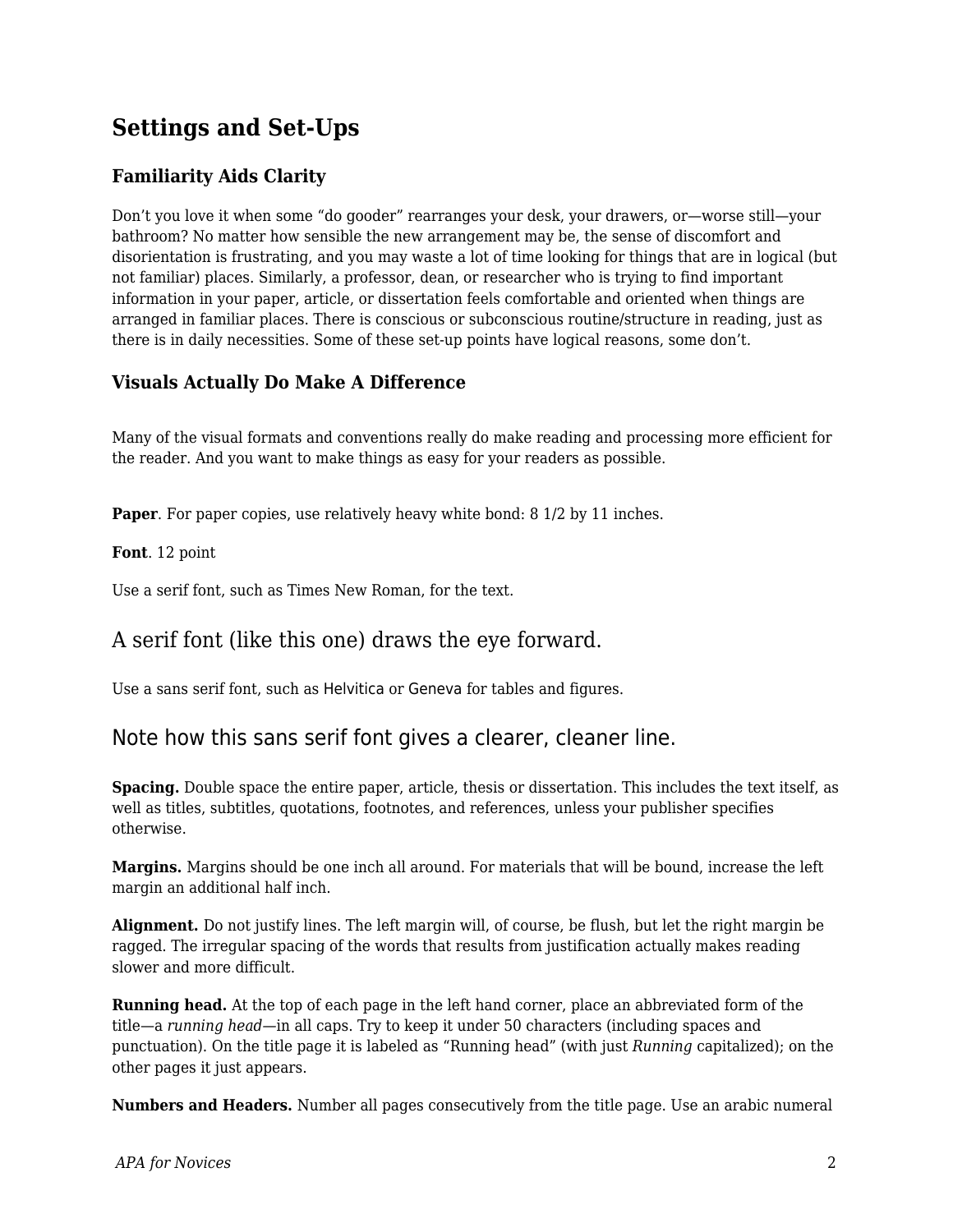## Settings and Set-Ups

### Familiarity Aids Clarity

Don't you love it when some "do gooder" rearranges your desk, your drawers, or—worse still—your bathroom? No matter how sensible the new arrangement may be, the sense of discomfort and disorientation is frustrating, and you may waste a lot of time looking for things that are in logical (but not familiar) places. Similarly, a professor, dean, or researcher who is trying to find important information in your paper, article, or dissertation feels comfortable and oriented when things are arranged in familiar places. There is conscious or subconscious routine/structure in reading, just as there is in daily necessities. Some of these set-up points have logical reasons, some don't.

### Visuals Actually Do Make A Difference

Many of the visual formats and conventions really do make reading and processing more efficient for the reader. And you want to make things as easy for your readers as possible.

**Paper**. For paper copies, use relatively heavy white bond: 8 1/2 by 11 inches.

**Font**. 12 point

Use a serif font, such as Times New Roman, for the text.

A serif font (like this one) draws the eye forward.

Use a sans serif font, such as Helvitica or Geneva for tables and figures.

Note how this sans serif font gives a clearer, cleaner line.

**Spacing.** Double space the entire paper, article, thesis or dissertation. This includes the text itself, as well as titles, subtitles, quotations, footnotes, and references, unless your publisher specifies otherwise.

**Margins.** Margins should be one inch all around. For materials that will be bound, increase the left margin an additional half inch.

**Alignment.** Do not justify lines. The left margin will, of course, be flush, but let the right margin be ragged. The irregular spacing of the words that results from justification actually makes reading slower and more difficult.

**Running head.** At the top of each page in the left hand corner, place an abbreviated form of the title—a *running head*—in all caps. Try to keep it under 50 characters (including spaces and punctuation). On the title page it is labeled as "Running head" (with just *Running* capitalized); on the other pages it just appears.

**Numbers and Headers.** Number all pages consecutively from the title page. Use an arabic numeral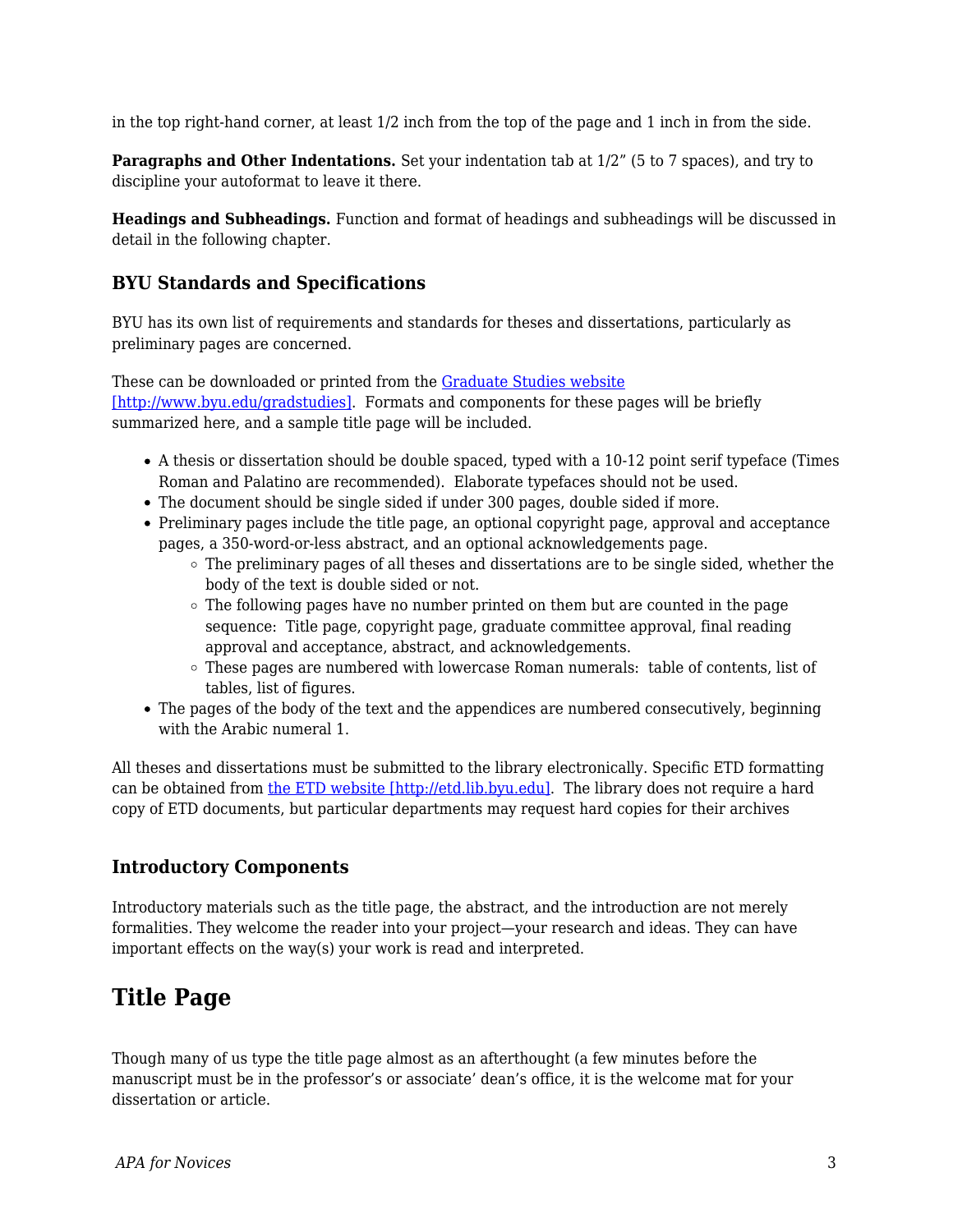in the top right-hand corner, at least 1/2 inch from the top of the page and 1 inch in from the side.

**Paragraphs and Other Indentations.** Set your indentation tab at 1/2" (5 to 7 spaces), and try to discipline your autoformat to leave it there.

**Headings and Subheadings.** Function and format of headings and subheadings will be discussed in detail in the following chapter.

### BYU Standards and Specifications

BYU has its own list of requirements and standards for theses and dissertations, particularly as preliminary pages are concerned.

These can be downloaded or printed from the [Graduate Studies website [http://www.byu.edu/gradstudies]](http://www.byu.edu/gradstudies). Formats and components for these pages will be briefly summarized here, and a sample title page will be included.

- A thesis or dissertation should be double spaced, typed with a 10-12 point serif typeface (Times Roman and Palatino are recommended). Elaborate typefaces should not be used.
- The document should be single sided if under 300 pages, double sided if more.
- Preliminary pages include the title page, an optional copyright page, approval and acceptance pages, a 350-word-or-less abstract, and an optional acknowledgements page.
  - The preliminary pages of all theses and dissertations are to be single sided, whether the body of the text is double sided or not.
  - The following pages have no number printed on them but are counted in the page sequence: Title page, copyright page, graduate committee approval, final reading approval and acceptance, abstract, and acknowledgements.
  - These pages are numbered with lowercase Roman numerals: table of contents, list of tables, list of figures.
- The pages of the body of the text and the appendices are numbered consecutively, beginning with the Arabic numeral 1.

All theses and dissertations must be submitted to the library electronically. Specific ETD formatting can be obtained from [the ETD website [http://etd.lib.byu.edu]](http://etd.lib.byu.edu). The library does not require a hard copy of ETD documents, but particular departments may request hard copies for their archives

### Introductory Components

Introductory materials such as the title page, the abstract, and the introduction are not merely formalities. They welcome the reader into your project—your research and ideas. They can have important effects on the way(s) your work is read and interpreted.

## Title Page

Though many of us type the title page almost as an afterthought (a few minutes before the manuscript must be in the professor's or associate' dean's office, it is the welcome mat for your dissertation or article.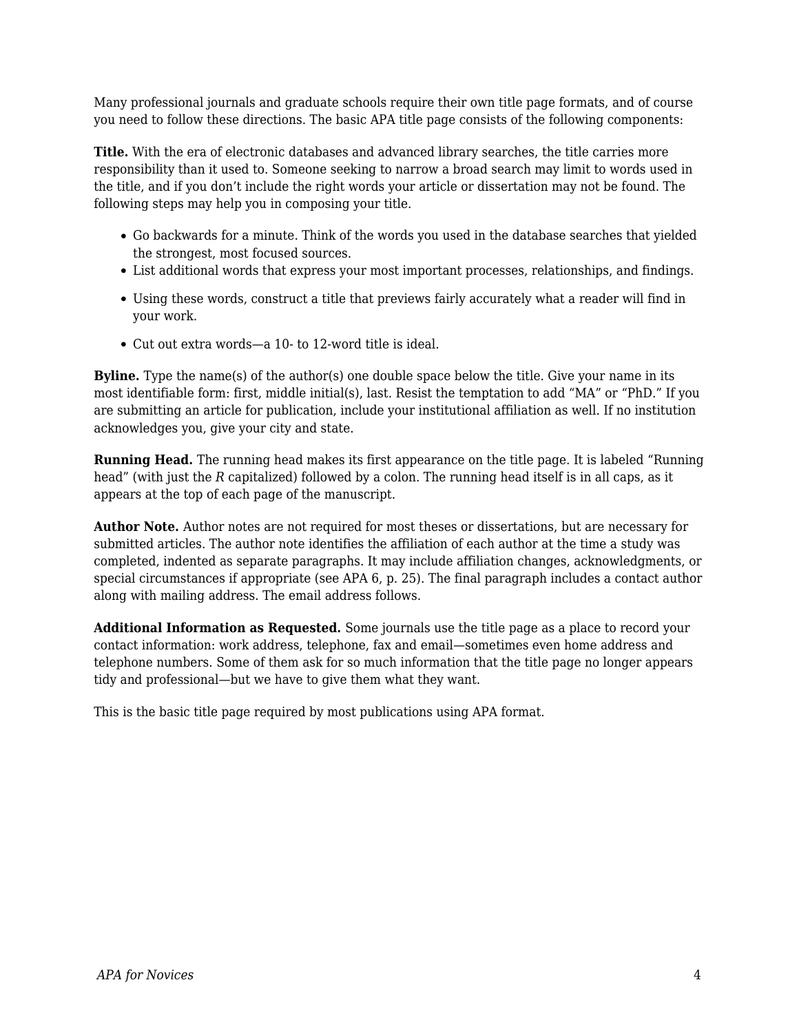Many professional journals and graduate schools require their own title page formats, and of course you need to follow these directions. The basic APA title page consists of the following components:

**Title.** With the era of electronic databases and advanced library searches, the title carries more responsibility than it used to. Someone seeking to narrow a broad search may limit to words used in the title, and if you don't include the right words your article or dissertation may not be found. The following steps may help you in composing your title.

- Go backwards for a minute. Think of the words you used in the database searches that yielded the strongest, most focused sources.
- List additional words that express your most important processes, relationships, and findings.
- Using these words, construct a title that previews fairly accurately what a reader will find in your work.
- Cut out extra words—a 10- to 12-word title is ideal.

**Byline.** Type the name(s) of the author(s) one double space below the title. Give your name in its most identifiable form: first, middle initial(s), last. Resist the temptation to add "MA" or "PhD." If you are submitting an article for publication, include your institutional affiliation as well. If no institution acknowledges you, give your city and state.

**Running Head.** The running head makes its first appearance on the title page. It is labeled "Running head" (with just the *R* capitalized) followed by a colon. The running head itself is in all caps, as it appears at the top of each page of the manuscript.

**Author Note.** Author notes are not required for most theses or dissertations, but are necessary for submitted articles. The author note identifies the affiliation of each author at the time a study was completed, indented as separate paragraphs. It may include affiliation changes, acknowledgments, or special circumstances if appropriate (see APA 6, p. 25). The final paragraph includes a contact author along with mailing address. The email address follows.

**Additional Information as Requested.** Some journals use the title page as a place to record your contact information: work address, telephone, fax and email—sometimes even home address and telephone numbers. Some of them ask for so much information that the title page no longer appears tidy and professional—but we have to give them what they want.

This is the basic title page required by most publications using APA format.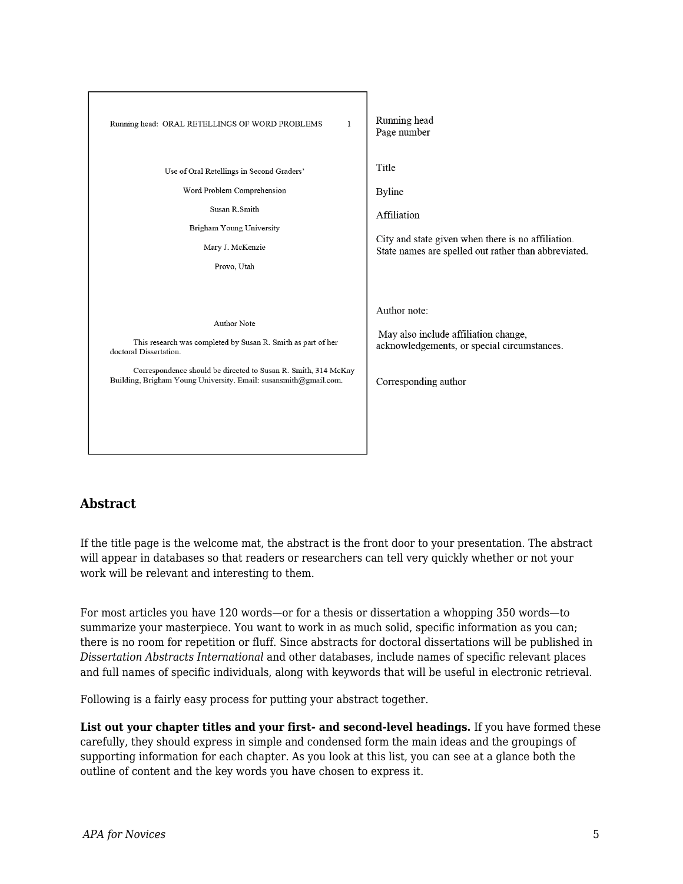| | |
|---|---|
| Running head: ORAL RETELLINGS OF WORD PROBLEMS 1 | Running head<br>Page number |
| Use of Oral Retellings in Second Graders' | Title |
| Word Problem Comprehension | |
| Susan R.Smith | Byline |
| Brigham Young University | Affiliation |
| Mary J. McKenzie | |
| Provo, Utah | City and state given when there is no affiliation. State names are spelled out rather than abbreviated. |
| Author Note | Author note: |
| This research was completed by Susan R. Smith as part of her doctoral Dissertation. | May also include affiliation change, acknowledgements, or special circumstances. |
| Correspondence should be directed to Susan R. Smith, 314 McKay Building, Brigham Young University. Email: susansmith@gmail.com. | Corresponding author |

## Abstract

If the title page is the welcome mat, the abstract is the front door to your presentation. The abstract will appear in databases so that readers or researchers can tell very quickly whether or not your work will be relevant and interesting to them.

For most articles you have 120 words—or for a thesis or dissertation a whopping 350 words—to summarize your masterpiece. You want to work in as much solid, specific information as you can; there is no room for repetition or fluff. Since abstracts for doctoral dissertations will be published in *Dissertation Abstracts International* and other databases, include names of specific relevant places and full names of specific individuals, along with keywords that will be useful in electronic retrieval.

Following is a fairly easy process for putting your abstract together.

**List out your chapter titles and your first- and second-level headings.** If you have formed these carefully, they should express in simple and condensed form the main ideas and the groupings of supporting information for each chapter. As you look at this list, you can see at a glance both the outline of content and the key words you have chosen to express it.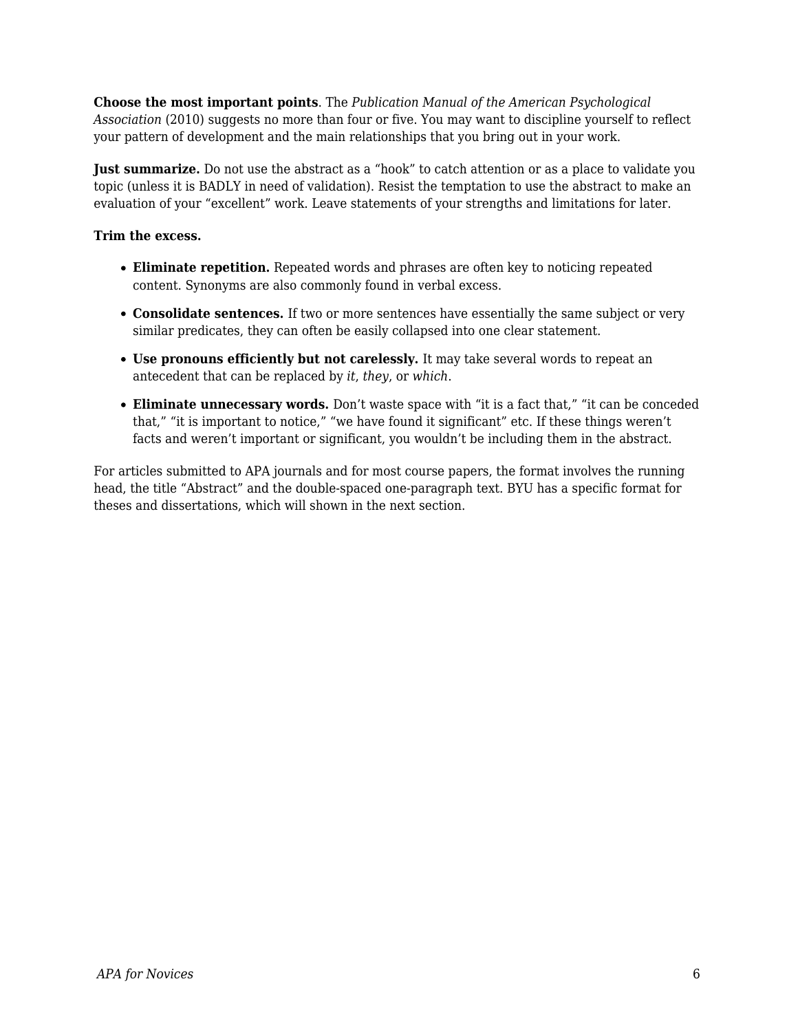**Choose the most important points**. The *Publication Manual of the American Psychological Association* (2010) suggests no more than four or five. You may want to discipline yourself to reflect your pattern of development and the main relationships that you bring out in your work.

**Just summarize.** Do not use the abstract as a "hook" to catch attention or as a place to validate you topic (unless it is BADLY in need of validation). Resist the temptation to use the abstract to make an evaluation of your "excellent" work. Leave statements of your strengths and limitations for later.

**Trim the excess.**

- **Eliminate repetition.** Repeated words and phrases are often key to noticing repeated content. Synonyms are also commonly found in verbal excess.
- **Consolidate sentences.** If two or more sentences have essentially the same subject or very similar predicates, they can often be easily collapsed into one clear statement.
- **Use pronouns efficiently but not carelessly.** It may take several words to repeat an antecedent that can be replaced by *it*, *they*, or *which*.
- **Eliminate unnecessary words.** Don't waste space with "it is a fact that," "it can be conceded that," "it is important to notice," "we have found it significant" etc. If these things weren't facts and weren't important or significant, you wouldn't be including them in the abstract.

For articles submitted to APA journals and for most course papers, the format involves the running head, the title "Abstract" and the double-spaced one-paragraph text. BYU has a specific format for theses and dissertations, which will shown in the next section.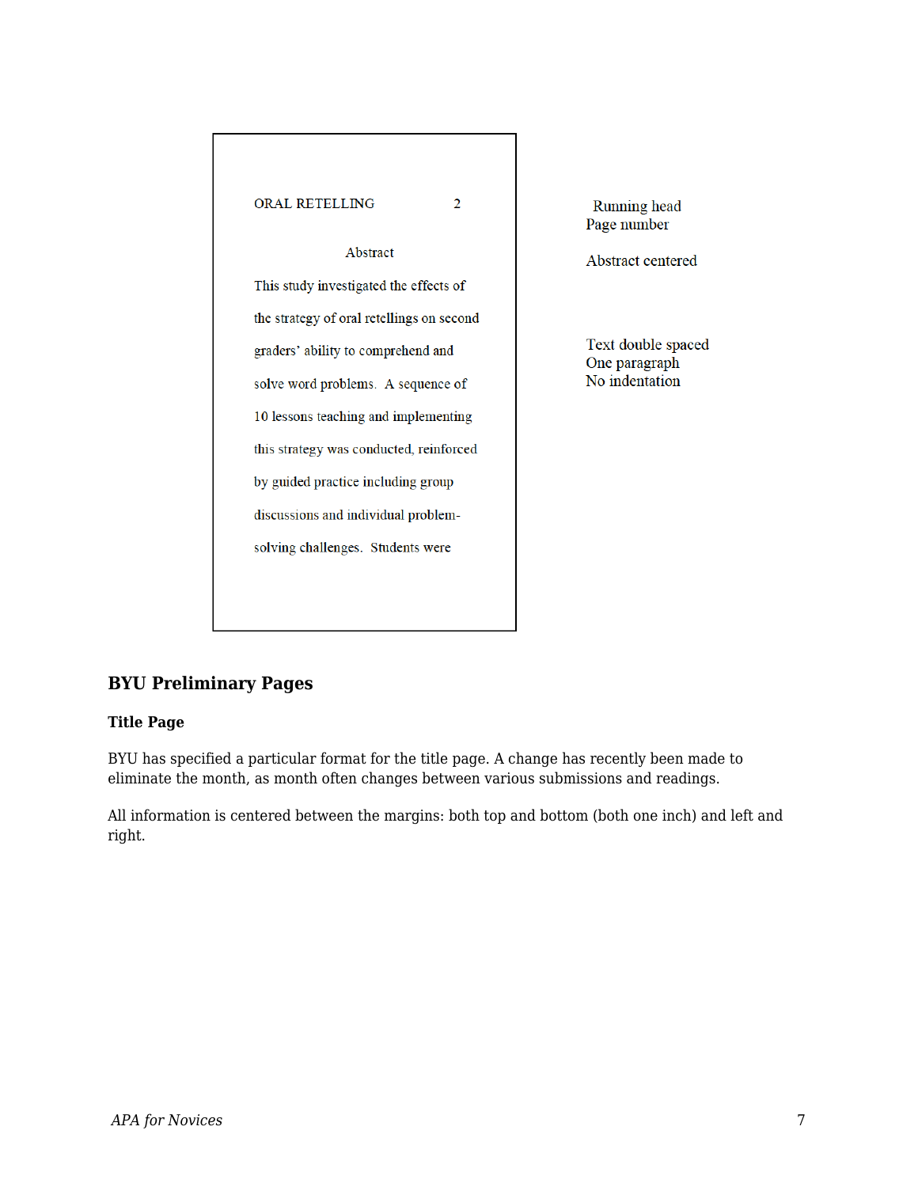ORAL RETELLING 2

Abstract

This study investigated the effects of the strategy of oral retellings on second graders' ability to comprehend and solve word problems. A sequence of 10 lessons teaching and implementing this strategy was conducted, reinforced by guided practice including group discussions and individual problem-solving challenges. Students were

Running head
Page number

Abstract centered

Text double spaced
One paragraph
No indentation

## BYU Preliminary Pages

### Title Page

BYU has specified a particular format for the title page. A change has recently been made to eliminate the month, as month often changes between various submissions and readings.

All information is centered between the margins: both top and bottom (both one inch) and left and right.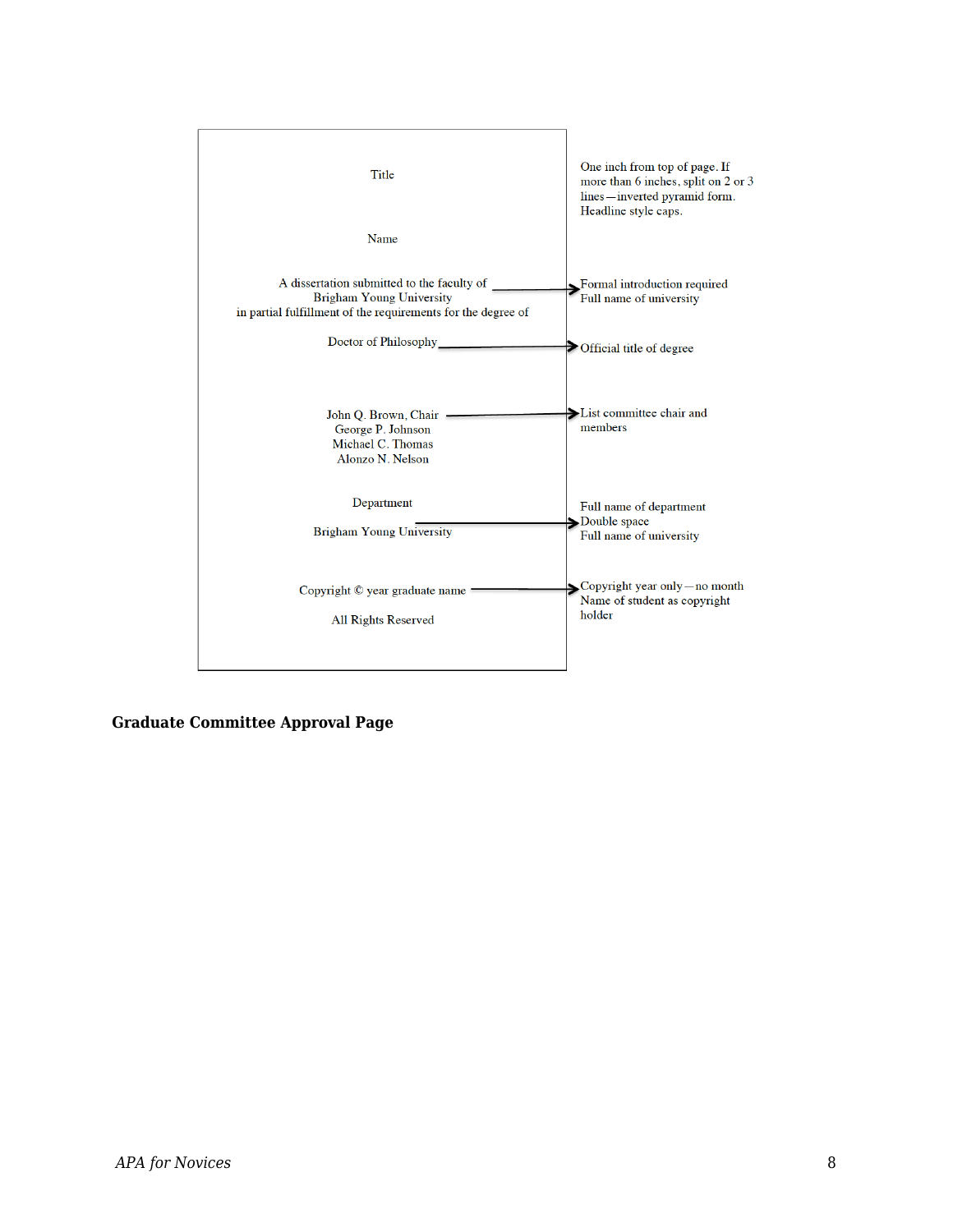Title

Name

A dissertation submitted to the faculty of
Brigham Young University
in partial fulfillment of the requirements for the degree of

Doctor of Philosophy

John Q. Brown, Chair
George P. Johnson
Michael C. Thomas
Alonzo N. Nelson

Department

Brigham Young University

Copyright © year graduate name

All Rights Reserved

One inch from top of page. If more than 6 inches, split on 2 or 3 lines—inverted pyramid form. Headline style caps.

Formal introduction required
Full name of university

Official title of degree

List committee chair and members

Full name of department
Double space
Full name of university

Copyright year only—no month
Name of student as copyright holder

### Graduate Committee Approval Page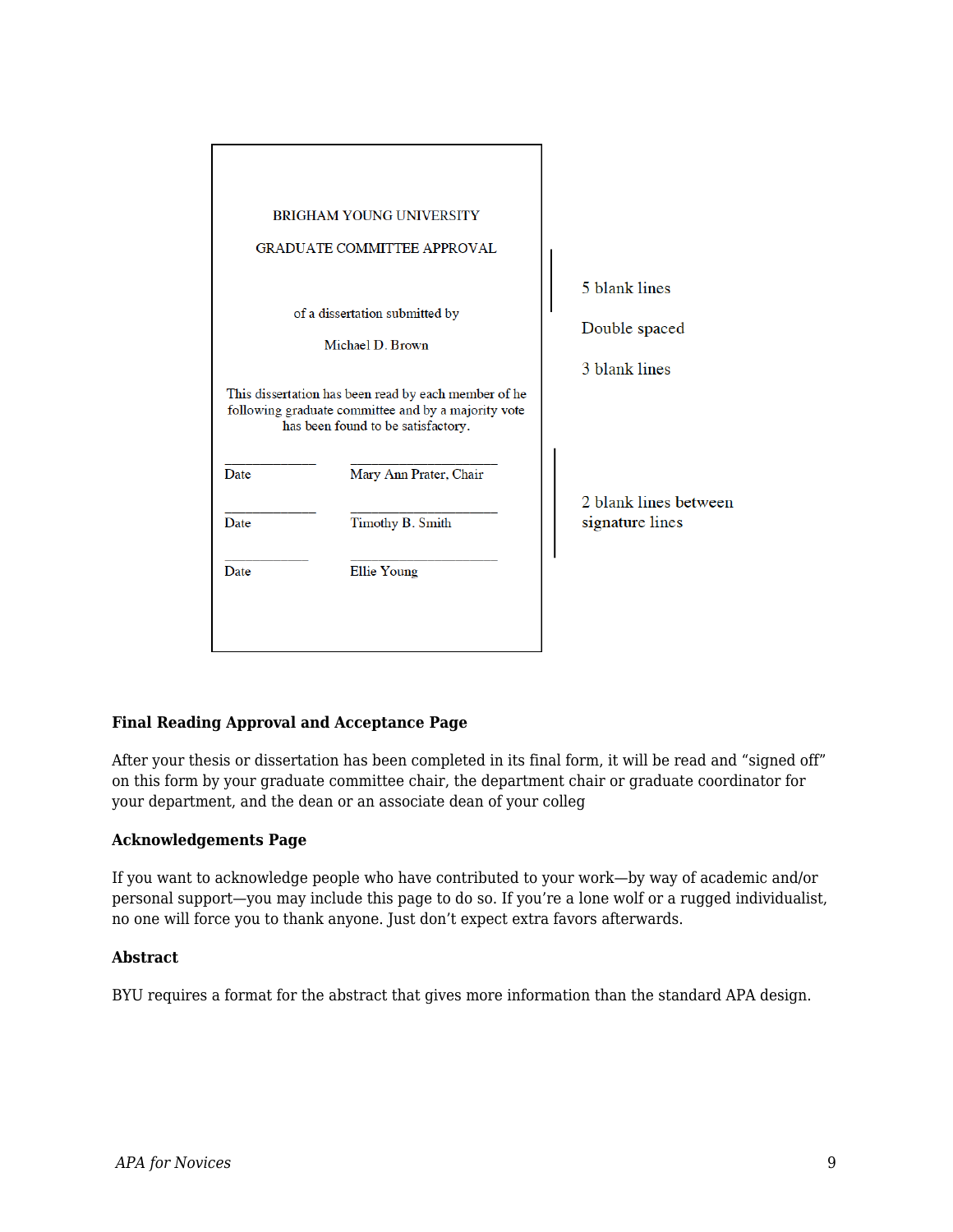BRIGHAM YOUNG UNIVERSITY

GRADUATE COMMITTEE APPROVAL

of a dissertation submitted by

Michael D. Brown

This dissertation has been read by each member of he following graduate committee and by a majority vote has been found to be satisfactory.

| | |
|---|---|
| Date | Mary Ann Prater, Chair |
| Date | Timothy B. Smith |
| Date | Ellie Young |

5 blank lines

Double spaced

3 blank lines

2 blank lines between signature lines

**Final Reading Approval and Acceptance Page**

After your thesis or dissertation has been completed in its final form, it will be read and "signed off" on this form by your graduate committee chair, the department chair or graduate coordinator for your department, and the dean or an associate dean of your colleg

**Acknowledgements Page**

If you want to acknowledge people who have contributed to your work—by way of academic and/or personal support—you may include this page to do so. If you're a lone wolf or a rugged individualist, no one will force you to thank anyone. Just don't expect extra favors afterwards.

**Abstract**

BYU requires a format for the abstract that gives more information than the standard APA design.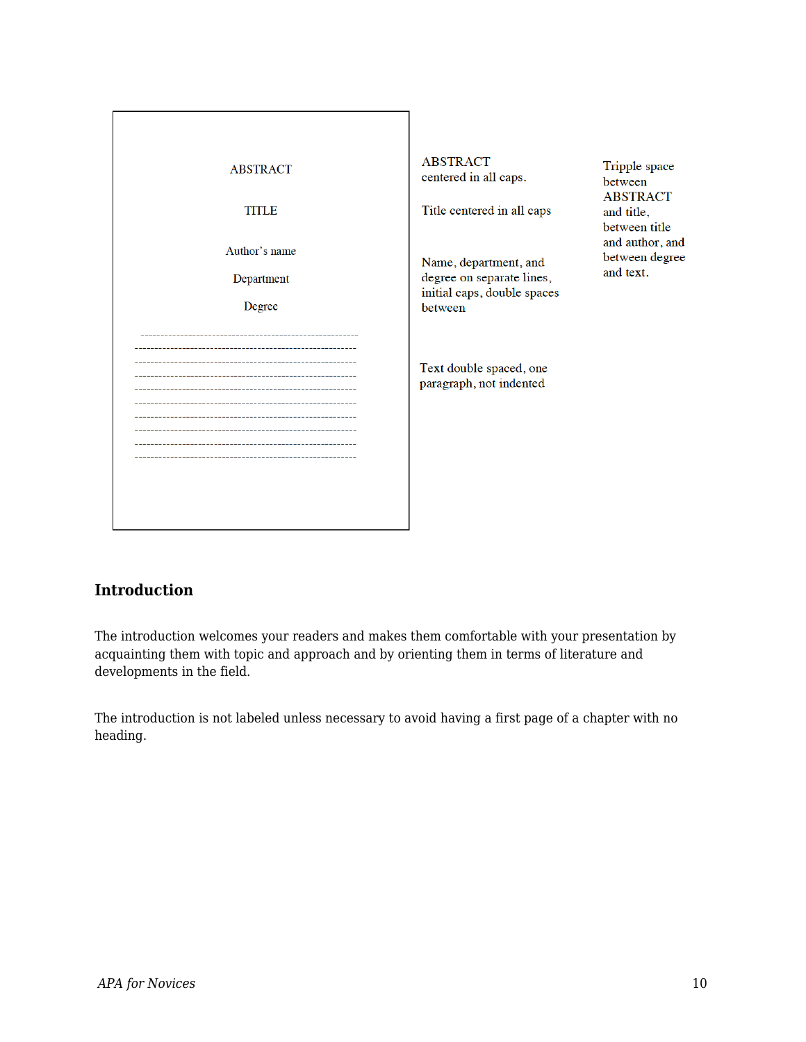ABSTRACT

TITLE

Author's name

Department

Degree

----------------------------------------------------------------
----------------------------------------------------------------
----------------------------------------------------------------
----------------------------------------------------------------
----------------------------------------------------------------
----------------------------------------------------------------
----------------------------------------------------------------
----------------------------------------------------------------
----------------------------------------------------------------
----------------------------------------------------------------

ABSTRACT centered in all caps.

Title centered in all caps

Name, department, and degree on separate lines, initial caps, double spaces between

Text double spaced, one paragraph, not indented

Tripple space between ABSTRACT and title, between title and author, and between degree and text.

## Introduction

The introduction welcomes your readers and makes them comfortable with your presentation by acquainting them with topic and approach and by orienting them in terms of literature and developments in the field.

The introduction is not labeled unless necessary to avoid having a first page of a chapter with no heading.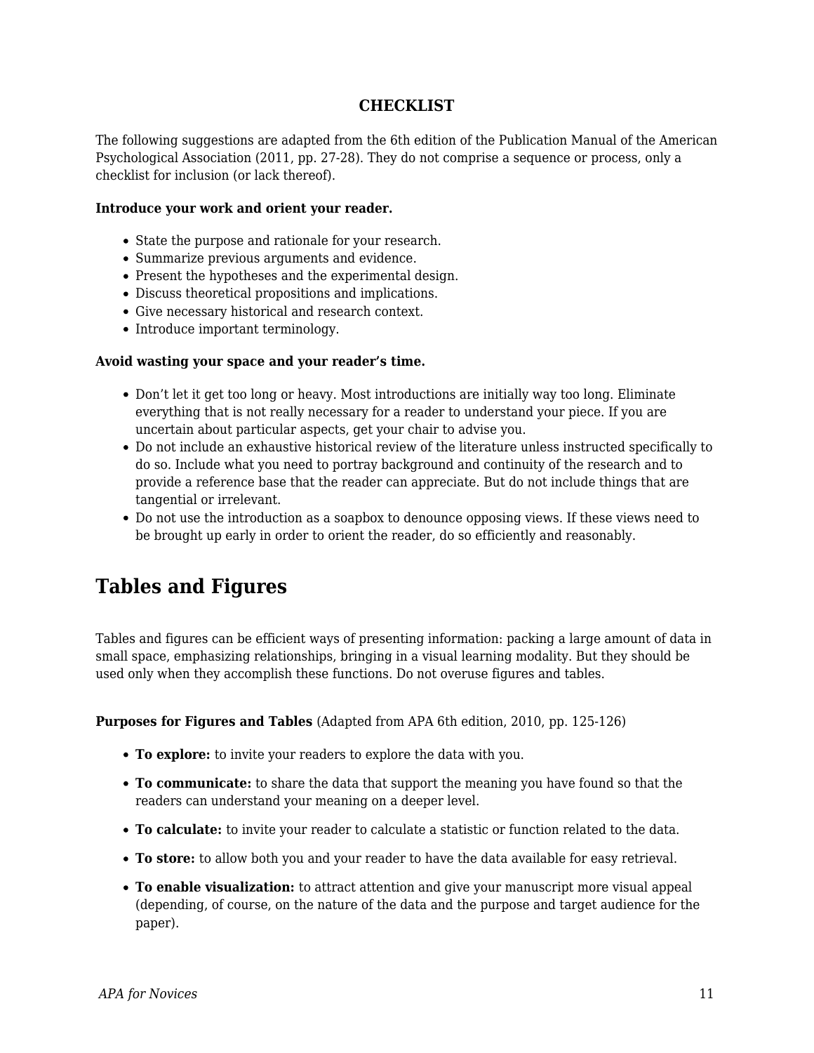### CHECKLIST

The following suggestions are adapted from the 6th edition of the Publication Manual of the American Psychological Association (2011, pp. 27-28). They do not comprise a sequence or process, only a checklist for inclusion (or lack thereof).

**Introduce your work and orient your reader.**

- State the purpose and rationale for your research.
- Summarize previous arguments and evidence.
- Present the hypotheses and the experimental design.
- Discuss theoretical propositions and implications.
- Give necessary historical and research context.
- Introduce important terminology.

**Avoid wasting your space and your reader's time.**

- Don't let it get too long or heavy. Most introductions are initially way too long. Eliminate everything that is not really necessary for a reader to understand your piece. If you are uncertain about particular aspects, get your chair to advise you.
- Do not include an exhaustive historical review of the literature unless instructed specifically to do so. Include what you need to portray background and continuity of the research and to provide a reference base that the reader can appreciate. But do not include things that are tangential or irrelevant.
- Do not use the introduction as a soapbox to denounce opposing views. If these views need to be brought up early in order to orient the reader, do so efficiently and reasonably.

## Tables and Figures

Tables and figures can be efficient ways of presenting information: packing a large amount of data in small space, emphasizing relationships, bringing in a visual learning modality. But they should be used only when they accomplish these functions. Do not overuse figures and tables.

**Purposes for Figures and Tables** (Adapted from APA 6th edition, 2010, pp. 125-126)

- **To explore:** to invite your readers to explore the data with you.
- **To communicate:** to share the data that support the meaning you have found so that the readers can understand your meaning on a deeper level.
- **To calculate:** to invite your reader to calculate a statistic or function related to the data.
- **To store:** to allow both you and your reader to have the data available for easy retrieval.
- **To enable visualization:** to attract attention and give your manuscript more visual appeal (depending, of course, on the nature of the data and the purpose and target audience for the paper).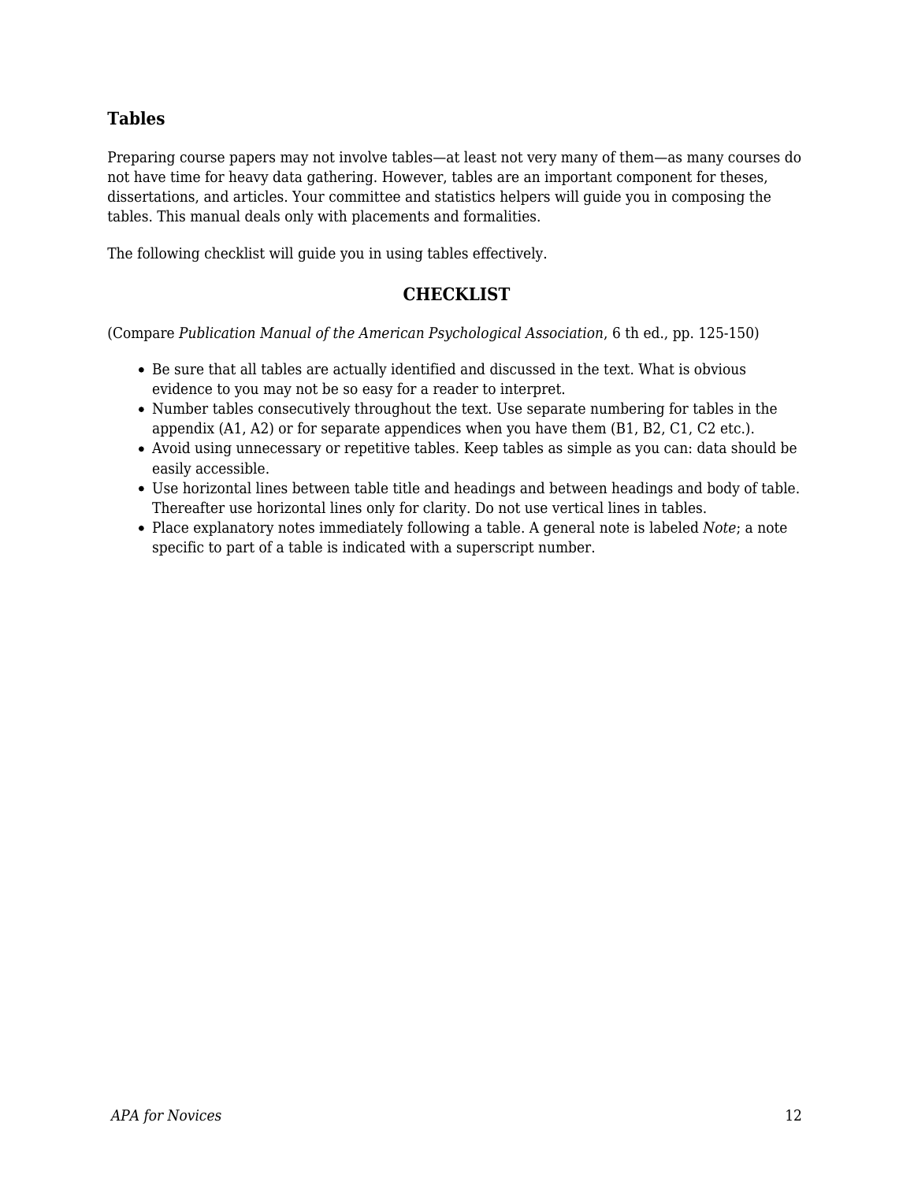## Tables

Preparing course papers may not involve tables—at least not very many of them—as many courses do not have time for heavy data gathering. However, tables are an important component for theses, dissertations, and articles. Your committee and statistics helpers will guide you in composing the tables. This manual deals only with placements and formalities.

The following checklist will guide you in using tables effectively.

### CHECKLIST

(Compare *Publication Manual of the American Psychological Association*, 6 th ed., pp. 125-150)

- Be sure that all tables are actually identified and discussed in the text. What is obvious evidence to you may not be so easy for a reader to interpret.
- Number tables consecutively throughout the text. Use separate numbering for tables in the appendix (A1, A2) or for separate appendices when you have them (B1, B2, C1, C2 etc.).
- Avoid using unnecessary or repetitive tables. Keep tables as simple as you can: data should be easily accessible.
- Use horizontal lines between table title and headings and between headings and body of table. Thereafter use horizontal lines only for clarity. Do not use vertical lines in tables.
- Place explanatory notes immediately following a table. A general note is labeled *Note*; a note specific to part of a table is indicated with a superscript number.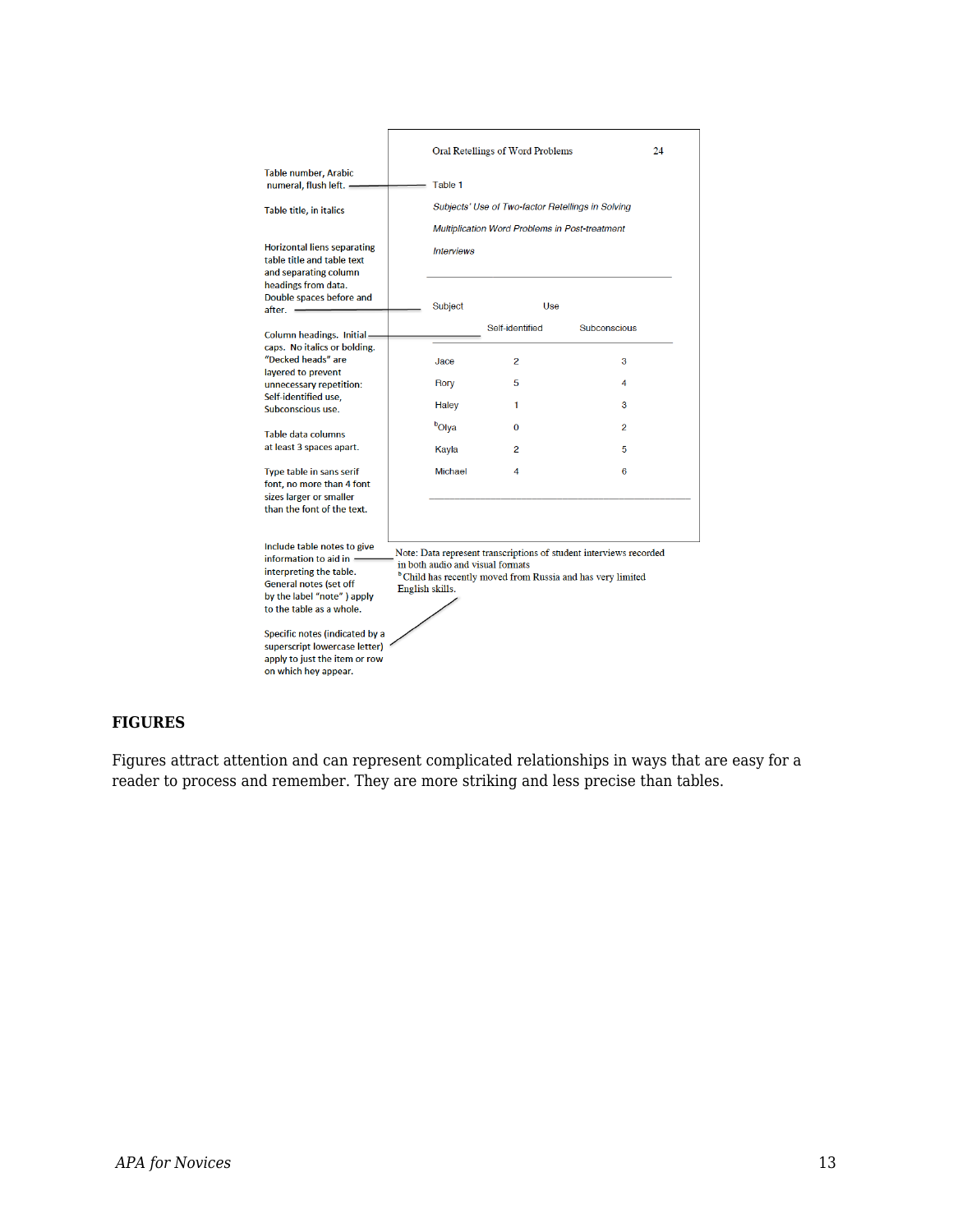Table number, Arabic numeral, flush left.

Table title, in italics

Horizontal liens separating table title and table text and separating column headings from data. Double spaces before and after.

Column headings. Initial caps. No italics or bolding. "Decked heads" are layered to prevent unnecessary repetition: Self-identified use, Subconscious use.

Table data columns at least 3 spaces apart.

Type table in sans serif font, no more than 4 font sizes larger or smaller than the font of the text.

Include table notes to give information to aid in interpreting the table. General notes (set off by the label "note" ) apply to the table as a whole.

Specific notes (indicated by a superscript lowercase letter) apply to just the item or row on which hey appear.

Oral Retellings of Word Problems 24

Table 1

*Subjects' Use of Two-factor Retellings in Solving Multiplication Word Problems in Post-treatment Interviews*

| Subject | Use | |
|---|---|---|
| | Self-identified | Subconscious |
| Jace | 2 | 3 |
| Rory | 5 | 4 |
| Haley | 1 | 3 |
| [b]Olya | 0 | 2 |
| Kayla | 2 | 5 |
| Michael | 4 | 6 |

Note: Data represent transcriptions of student interviews recorded in both audio and visual formats
[b] Child has recently moved from Russia and has very limited English skills.

## FIGURES

Figures attract attention and can represent complicated relationships in ways that are easy for a reader to process and remember. They are more striking and less precise than tables.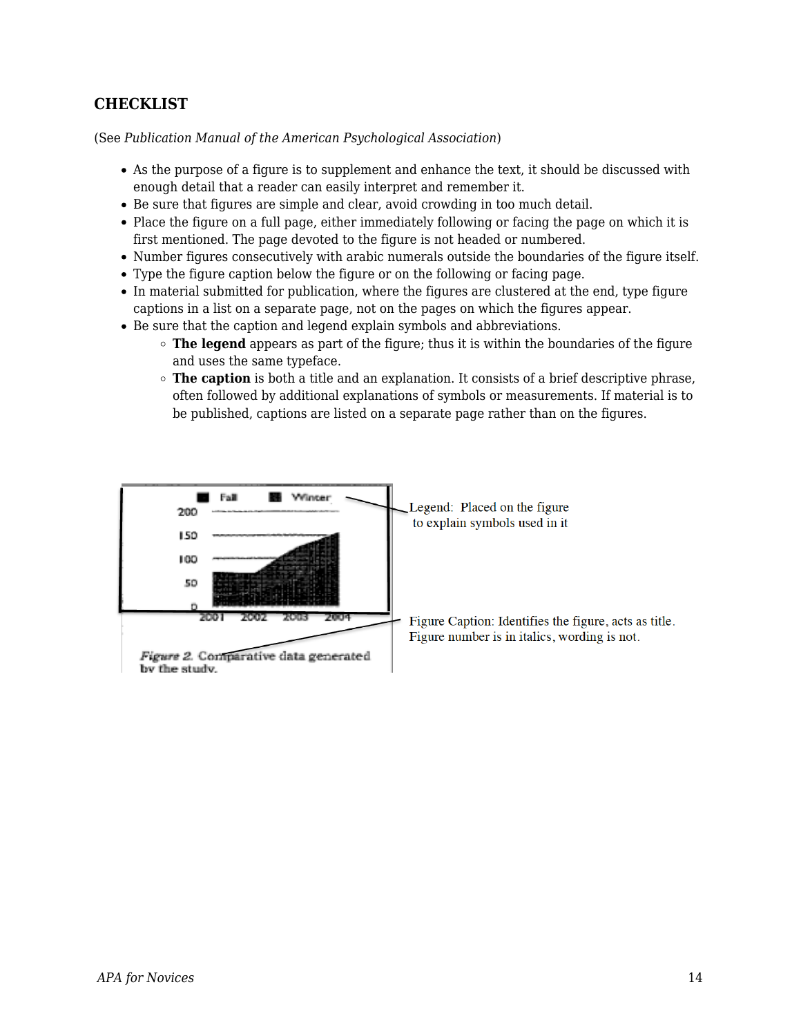## CHECKLIST

(See *Publication Manual of the American Psychological Association*)

- As the purpose of a figure is to supplement and enhance the text, it should be discussed with enough detail that a reader can easily interpret and remember it.
- Be sure that figures are simple and clear, avoid crowding in too much detail.
- Place the figure on a full page, either immediately following or facing the page on which it is first mentioned. The page devoted to the figure is not headed or numbered.
- Number figures consecutively with arabic numerals outside the boundaries of the figure itself.
- Type the figure caption below the figure or on the following or facing page.
- In material submitted for publication, where the figures are clustered at the end, type figure captions in a list on a separate page, not on the pages on which the figures appear.
- Be sure that the caption and legend explain symbols and abbreviations.
    - **The legend** appears as part of the figure; thus it is within the boundaries of the figure and uses the same typeface.
    - **The caption** is both a title and an explanation. It consists of a brief descriptive phrase, often followed by additional explanations of symbols or measurements. If material is to be published, captions are listed on a separate page rather than on the figures.

Legend: Placed on the figure to explain symbols used in it

Figure Caption: Identifies the figure, acts as title. Figure number is in italics, wording is not.

*Figure 2.* Comparative data generated by the study.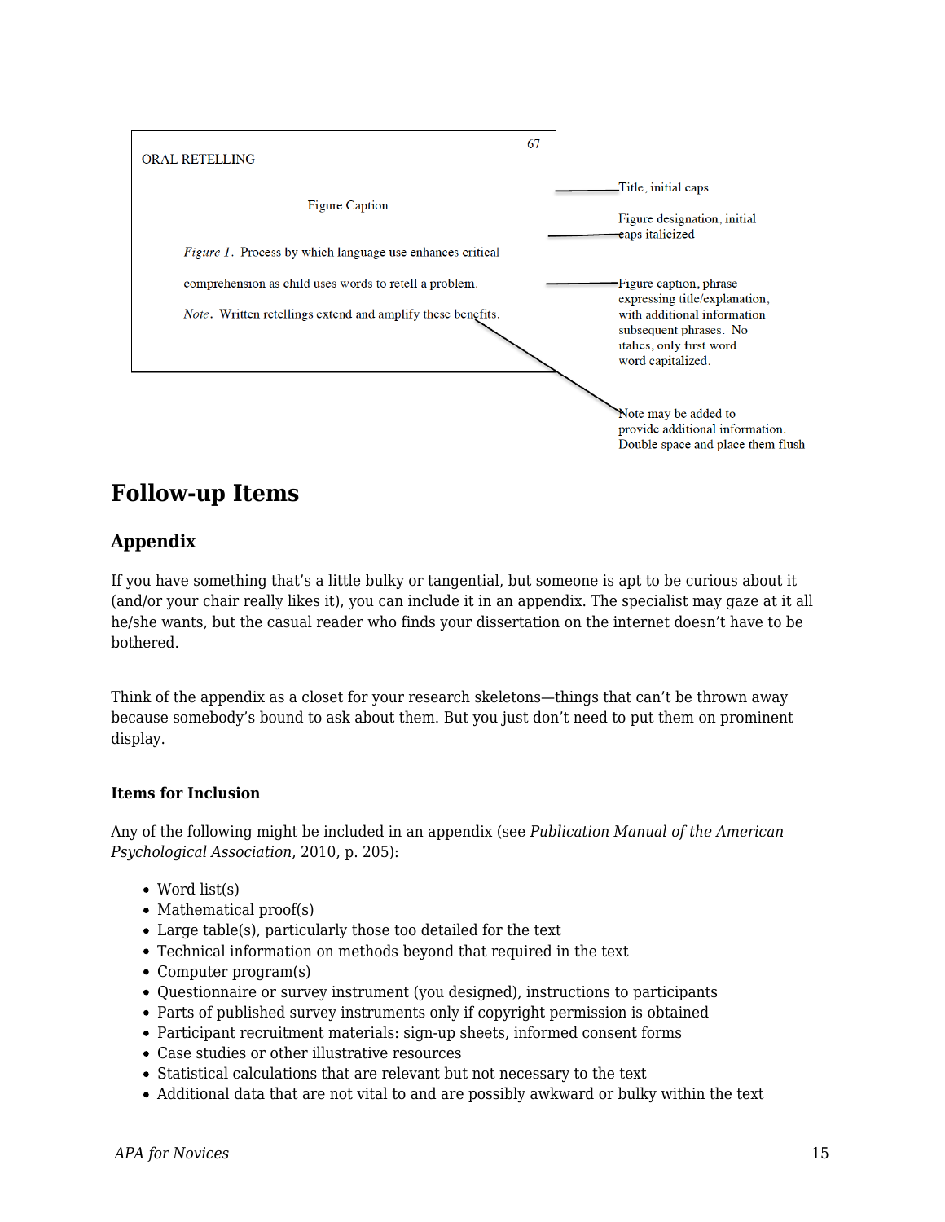67

ORAL RETELLING

Figure Caption

*Figure 1*. Process by which language use enhances critical

comprehension as child uses words to retell a problem.

*Note*. Written retellings extend and amplify these benefits.

Title, initial caps

Figure designation, initial caps italicized

Figure caption, phrase expressing title/explanation, with additional information subsequent phrases. No italics, only first word word capitalized.

Note may be added to provide additional information. Double space and place them flush

## Follow-up Items

### Appendix

If you have something that's a little bulky or tangential, but someone is apt to be curious about it (and/or your chair really likes it), you can include it in an appendix. The specialist may gaze at it all he/she wants, but the casual reader who finds your dissertation on the internet doesn't have to be bothered.

Think of the appendix as a closet for your research skeletons—things that can't be thrown away because somebody's bound to ask about them. But you just don't need to put them on prominent display.

#### Items for Inclusion

Any of the following might be included in an appendix (see *Publication Manual of the American Psychological Association*, 2010, p. 205):

- Word list(s)
- Mathematical proof(s)
- Large table(s), particularly those too detailed for the text
- Technical information on methods beyond that required in the text
- Computer program(s)
- Questionnaire or survey instrument (you designed), instructions to participants
- Parts of published survey instruments only if copyright permission is obtained
- Participant recruitment materials: sign-up sheets, informed consent forms
- Case studies or other illustrative resources
- Statistical calculations that are relevant but not necessary to the text
- Additional data that are not vital to and are possibly awkward or bulky within the text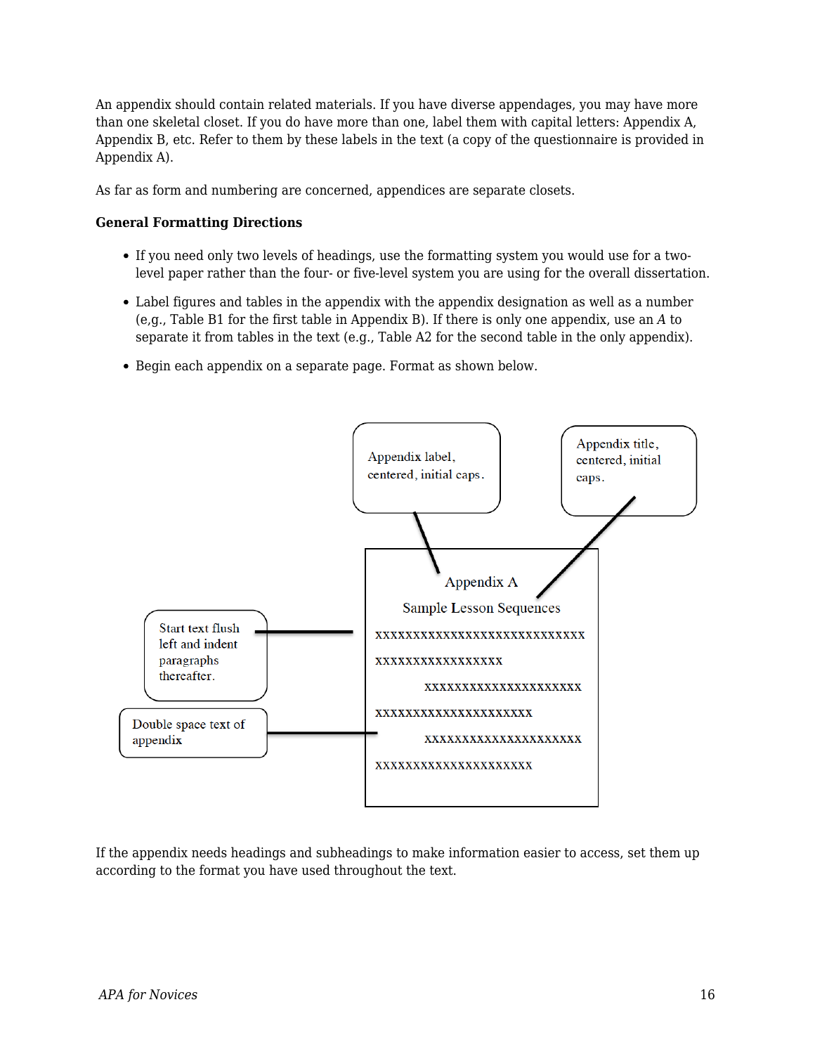An appendix should contain related materials. If you have diverse appendages, you may have more than one skeletal closet. If you do have more than one, label them with capital letters: Appendix A, Appendix B, etc. Refer to them by these labels in the text (a copy of the questionnaire is provided in Appendix A).

As far as form and numbering are concerned, appendices are separate closets.

**General Formatting Directions**

- If you need only two levels of headings, use the formatting system you would use for a two-level paper rather than the four- or five-level system you are using for the overall dissertation.
- Label figures and tables in the appendix with the appendix designation as well as a number (e,g., Table B1 for the first table in Appendix B). If there is only one appendix, use an *A* to separate it from tables in the text (e.g., Table A2 for the second table in the only appendix).
- Begin each appendix on a separate page. Format as shown below.

Appendix label, centered, initial caps.

Appendix title, centered, initial caps.

Start text flush left and indent paragraphs thereafter.

Double space text of appendix

Appendix A

Sample Lesson Sequences

xxxxxxxxxxxxxxxxxxxxxxxxxxxxx

xxxxxxxxxxxxxxxxxx

xxxxxxxxxxxxxxxxxxxxxx

xxxxxxxxxxxxxxxxxxxxxx

xxxxxxxxxxxxxxxxxxxxxx

xxxxxxxxxxxxxxxxxxxxxx

If the appendix needs headings and subheadings to make information easier to access, set them up according to the format you have used throughout the text.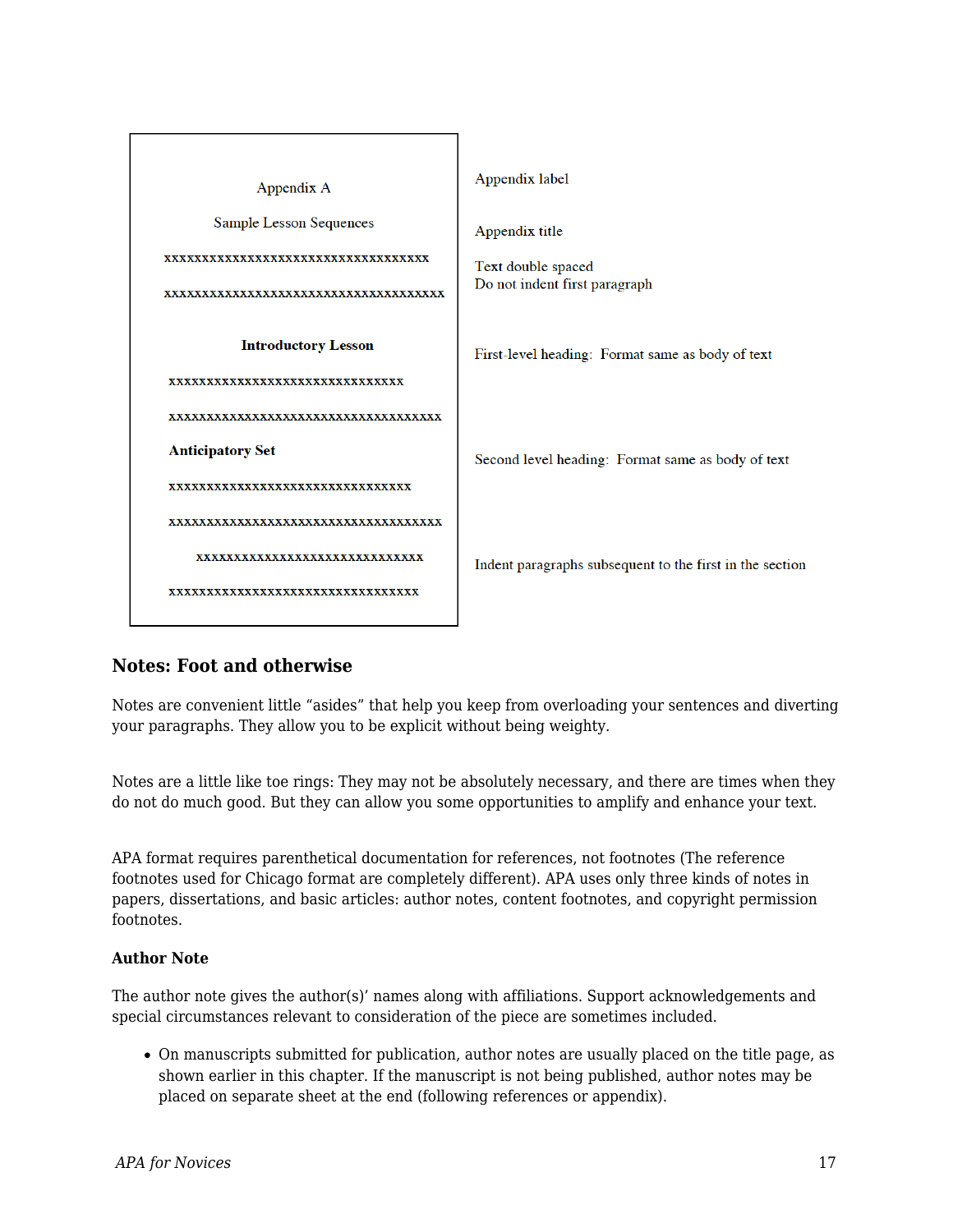| Sample page | Annotation |
|---|---|
| Appendix A | Appendix label |
| Sample Lesson Sequences | Appendix title |
| xxxxxxxxxxxxxxxxxxxxxxxxxxxxxxxxxxx<br>xxxxxxxxxxxxxxxxxxxxxxxxxxxxxxxxxxxxx | Text double spaced<br>Do not indent first paragraph |
| **Introductory Lesson**<br>xxxxxxxxxxxxxxxxxxxxxxxxxxxxxxx<br>xxxxxxxxxxxxxxxxxxxxxxxxxxxxxxxxxxxx | First-level heading: Format same as body of text |
| **Anticipatory Set**<br>xxxxxxxxxxxxxxxxxxxxxxxxxxxxxxxx<br>xxxxxxxxxxxxxxxxxxxxxxxxxxxxxxxxxxxx | Second level heading: Format same as body of text |
| xxxxxxxxxxxxxxxxxxxxxxxxxxxxxx<br>xxxxxxxxxxxxxxxxxxxxxxxxxxxxxxxxx | Indent paragraphs subsequent to the first in the section |

## Notes: Foot and otherwise

Notes are convenient little "asides" that help you keep from overloading your sentences and diverting your paragraphs. They allow you to be explicit without being weighty.

Notes are a little like toe rings: They may not be absolutely necessary, and there are times when they do not do much good. But they can allow you some opportunities to amplify and enhance your text.

APA format requires parenthetical documentation for references, not footnotes (The reference footnotes used for Chicago format are completely different). APA uses only three kinds of notes in papers, dissertations, and basic articles: author notes, content footnotes, and copyright permission footnotes.

### Author Note

The author note gives the author(s)' names along with affiliations. Support acknowledgements and special circumstances relevant to consideration of the piece are sometimes included.

- On manuscripts submitted for publication, author notes are usually placed on the title page, as shown earlier in this chapter. If the manuscript is not being published, author notes may be placed on separate sheet at the end (following references or appendix).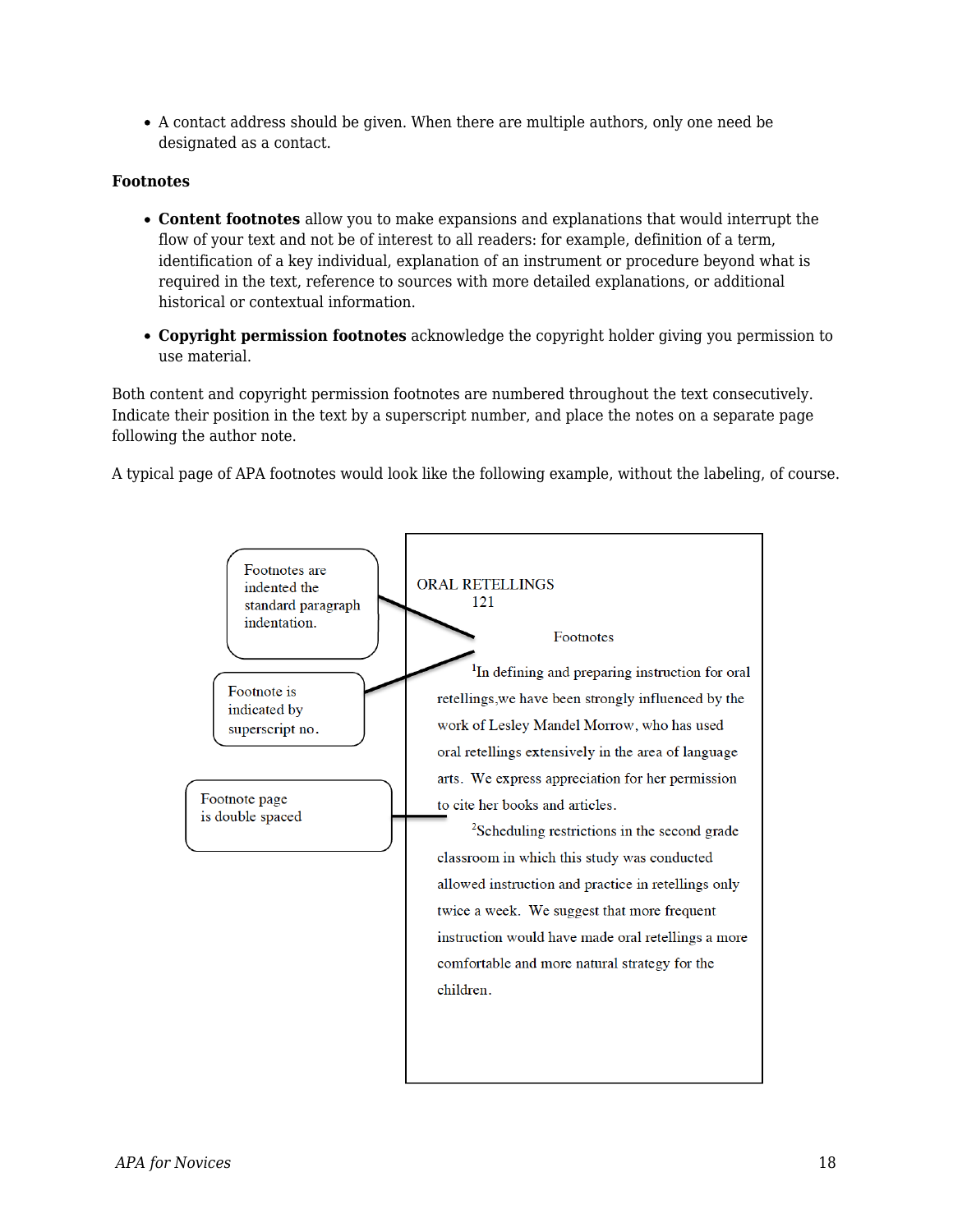- A contact address should be given. When there are multiple authors, only one need be designated as a contact.

**Footnotes**

- **Content footnotes** allow you to make expansions and explanations that would interrupt the flow of your text and not be of interest to all readers: for example, definition of a term, identification of a key individual, explanation of an instrument or procedure beyond what is required in the text, reference to sources with more detailed explanations, or additional historical or contextual information.
- **Copyright permission footnotes** acknowledge the copyright holder giving you permission to use material.

Both content and copyright permission footnotes are numbered throughout the text consecutively. Indicate their position in the text by a superscript number, and place the notes on a separate page following the author note.

A typical page of APA footnotes would look like the following example, without the labeling, of course.

Footnotes are indented the standard paragraph indentation.

Footnote is indicated by superscript no.

Footnote page is double spaced

ORAL RETELLINGS 121

Footnotes

[1]In defining and preparing instruction for oral retellings,we have been strongly influenced by the work of Lesley Mandel Morrow, who has used oral retellings extensively in the area of language arts. We express appreciation for her permission to cite her books and articles.

[2]Scheduling restrictions in the second grade classroom in which this study was conducted allowed instruction and practice in retellings only twice a week. We suggest that more frequent instruction would have made oral retellings a more comfortable and more natural strategy for the children.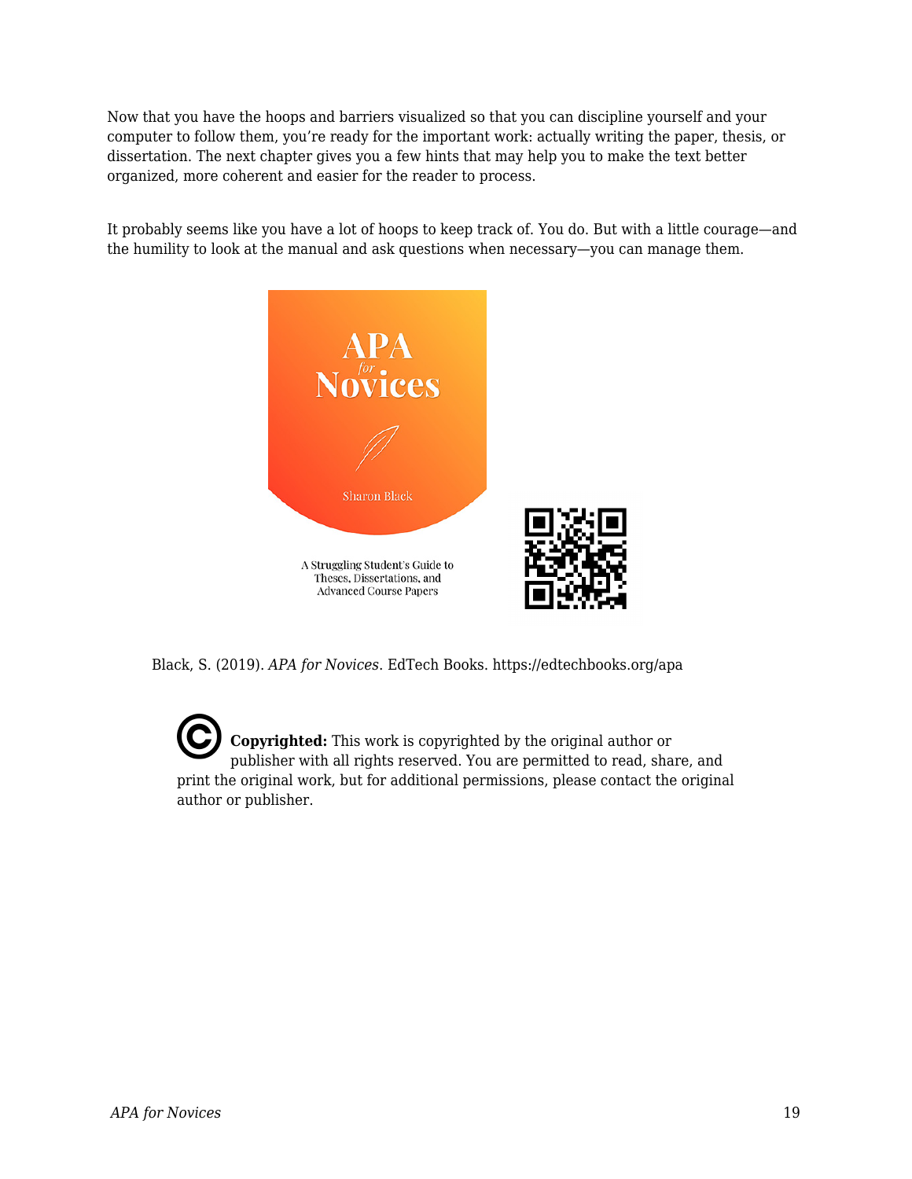Now that you have the hoops and barriers visualized so that you can discipline yourself and your computer to follow them, you're ready for the important work: actually writing the paper, thesis, or dissertation. The next chapter gives you a few hints that may help you to make the text better organized, more coherent and easier for the reader to process.

It probably seems like you have a lot of hoops to keep track of. You do. But with a little courage—and the humility to look at the manual and ask questions when necessary—you can manage them.

APA for Novices

Sharon Black

A Struggling Student's Guide to Theses, Dissertations, and Advanced Course Papers

Black, S. (2019). *APA for Novices*. EdTech Books. https://edtechbooks.org/apa

**Copyrighted:** This work is copyrighted by the original author or publisher with all rights reserved. You are permitted to read, share, and print the original work, but for additional permissions, please contact the original author or publisher.